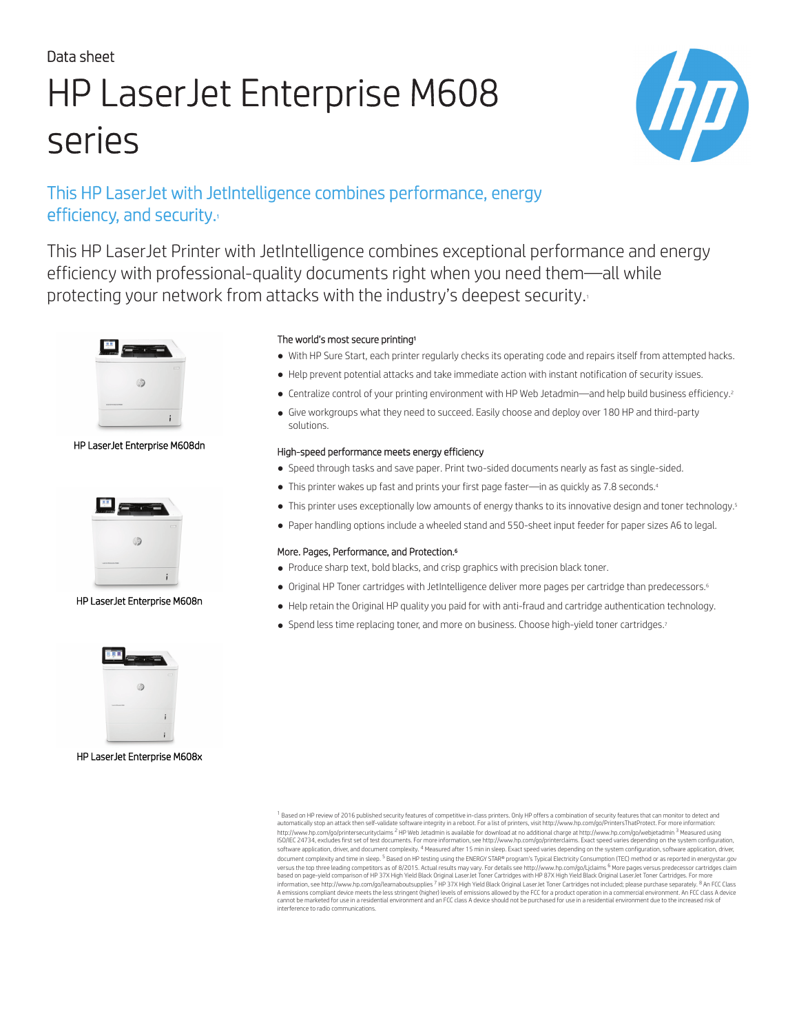Data sheet

# HP LaserJet Enterprise M608 series

## This HP LaserJet with JetIntelligence combines performance, energy efficiency, and security.[1]

This HP LaserJet Printer with JetIntelligence combines exceptional performance and energy efficiency with professional-quality documents right when you need them—all while protecting your network from attacks with the industry's deepest security.[1]

HP LaserJet Enterprise M608dn

HP LaserJet Enterprise M608n

HP LaserJet Enterprise M608x

### The world's most secure printing[1]

- With HP Sure Start, each printer regularly checks its operating code and repairs itself from attempted hacks.
- Help prevent potential attacks and take immediate action with instant notification of security issues.
- Centralize control of your printing environment with HP Web Jetadmin—and help build business efficiency.[2]
- Give workgroups what they need to succeed. Easily choose and deploy over 180 HP and third-party solutions.

### High-speed performance meets energy efficiency

- Speed through tasks and save paper. Print two-sided documents nearly as fast as single-sided.
- This printer wakes up fast and prints your first page faster—in as quickly as 7.8 seconds.[4]
- This printer uses exceptionally low amounts of energy thanks to its innovative design and toner technology.[5]
- Paper handling options include a wheeled stand and 550-sheet input feeder for paper sizes A6 to legal.

### More. Pages, Performance, and Protection.[6]

- Produce sharp text, bold blacks, and crisp graphics with precision black toner.
- Original HP Toner cartridges with JetIntelligence deliver more pages per cartridge than predecessors.[6]
- Help retain the Original HP quality you paid for with anti-fraud and cartridge authentication technology.
- Spend less time replacing toner, and more on business. Choose high-yield toner cartridges.[7]

[1] Based on HP review of 2016 published security features of competitive in-class printers. Only HP offers a combination of security features that can monitor to detect and automatically stop an attack then self-validate software integrity in a reboot. For a list of printers, visit http://www.hp.com/go/PrintersThatProtect. For more information: http://www.hp.com/go/printersecurityclaims [2] HP Web Jetadmin is available for download at no additional charge at http://www.hp.com/go/webjetadmin [3] Measured using ISO/IEC 24734, excludes first set of test documents. For more information, see http://www.hp.com/go/printerclaims. Exact speed varies depending on the system configuration, software application, driver, and document complexity. [4] Measured after 15 min in sleep. Exact speed varies depending on the system configuration, software application, driver, document complexity and time in sleep. [5] Based on HP testing using the ENERGY STAR® program's Typical Electricity Consumption (TEC) method or as reported in energystar.gov versus the top three leading competitors as of 8/2015. Actual results may vary. For details see http://www.hp.com/go/Ljclaims [6] More pages versus predecessor cartridges claim based on page-yield comparison of HP 37X High Yield Black Original LaserJet Toner Cartridges with HP 87X High Yield Black Original LaserJet Toner Cartridges. For more information, see http://www.hp.com/go/learnaboutsupplies [7] HP 37X High Yield Black Original LaserJet Toner Cartridges not included; please purchase separately. [8] An FCC Class A emissions compliant device meets the less stringent (higher) levels of emissions allowed by the FCC for a product operation in a commercial environment. An FCC class A device cannot be marketed for use in a residential environment and an FCC class A device should not be purchased for use in a residential environment due to the increased risk of interference to radio communications.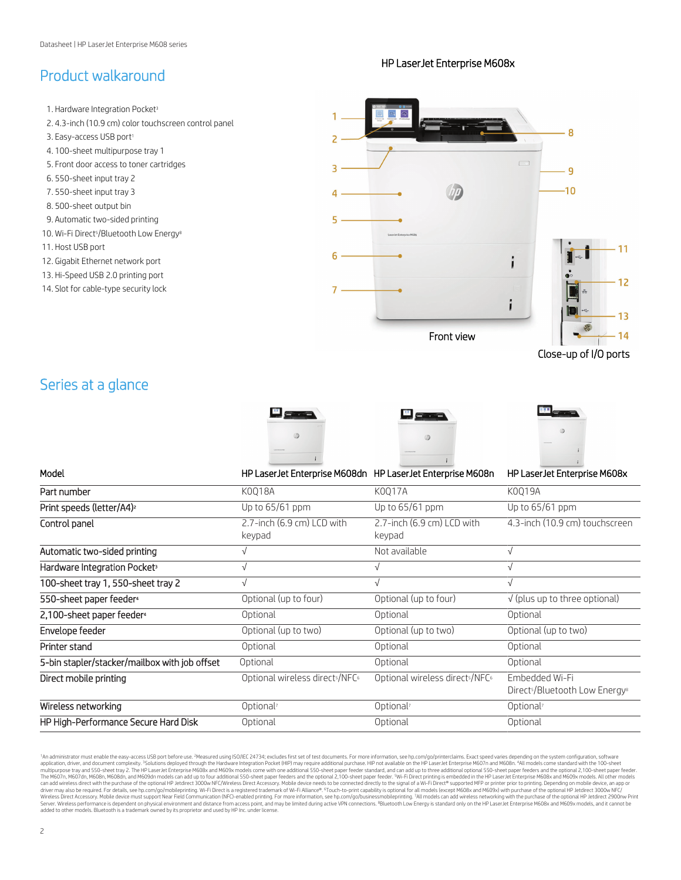## Product walkaround

1. Hardware Integration Pocket[3]
2. 4.3-inch (10.9 cm) color touchscreen control panel
3. Easy-access USB port[1]
4. 100-sheet multipurpose tray 1
5. Front door access to toner cartridges
6. 550-sheet input tray 2
7. 550-sheet input tray 3
8. 500-sheet output bin
9. Automatic two-sided printing
10. Wi-Fi Direct[5]/Bluetooth Low Energy[8]
11. Host USB port
12. Gigabit Ethernet network port
13. Hi-Speed USB 2.0 printing port
14. Slot for cable-type security lock

HP LaserJet Enterprise M608x

Front view

Close-up of I/O ports

## Series at a glance

| Model | HP LaserJet Enterprise M608dn | HP LaserJet Enterprise M608n | HP LaserJet Enterprise M608x |
|---|---|---|---|
| Part number | K0Q18A | K0Q17A | K0Q19A |
| Print speeds (letter/A4)[2] | Up to 65/61 ppm | Up to 65/61 ppm | Up to 65/61 ppm |
| Control panel | 2.7-inch (6.9 cm) LCD with keypad | 2.7-inch (6.9 cm) LCD with keypad | 4.3-inch (10.9 cm) touchscreen |
| Automatic two-sided printing | √ | Not available | √ |
| Hardware Integration Pocket[3] | √ | √ | √ |
| 100-sheet tray 1, 550-sheet tray 2 | √ | √ | √ |
| 550-sheet paper feeder[4] | Optional (up to four) | Optional (up to four) | √ (plus up to three optional) |
| 2,100-sheet paper feeder[4] | Optional | Optional | Optional |
| Envelope feeder | Optional (up to two) | Optional (up to two) | Optional (up to two) |
| Printer stand | Optional | Optional | Optional |
| 5-bin stapler/stacker/mailbox with job offset | Optional | Optional | Optional |
| Direct mobile printing | Optional wireless direct[5]/NFC[6] | Optional wireless direct[5]/NFC[6] | Embedded Wi-Fi Direct[5]/Bluetooth Low Energy[8] |
| Wireless networking | Optional[7] | Optional[7] | Optional[7] |
| HP High-Performance Secure Hard Disk | Optional | Optional | Optional |

[1]An administrator must enable the easy-access USB port before use. [2]Measured using ISO/IEC 24734; excludes first set of test documents. For more information, see hp.com/go/printerclaims. Exact speed varies depending on the system configuration, software application, driver, and document complexity. [3]Solutions deployed through the Hardware Integration Pocket (HIP) may require additional purchase. HIP not available on the HP LaserJet Enterprise M607n and M608n. [4]All models come standard with the 100-sheet multipurpose tray and 550-sheet tray 2. The HP LaserJet Enterprise M608x and M609x models come with one additional 550-sheet paper feeder standard, and can add up to three additional optional 550-sheet paper feeders and the optional 2,100-sheet paper feeder. The M607n, M607dn, M608n, M608dn, and M609dn models can add up to four additional 550-sheet paper feeders and the optional 2,100-sheet paper feeder. [5]Wi-Fi Direct printing is embedded in the HP LaserJet Enterprise M608x and M609x models. All other models can add wireless direct with the purchase of the optional HP Jetdirect 3000w NFC/Wireless Direct Accessory. Mobile device needs to be connected directly to the signal of a Wi-Fi Direct® supported MFP or printer prior to printing. Depending on mobile device, an app or driver may also be required. For details, see hp.com/go/mobileprinting. Wi-Fi Direct is a registered trademark of Wi-Fi Alliance®. [6]Touch-to-print capability is optional for all models (except M608x and M609x) with purchase of the optional HP Jetdirect 3000w NFC/Wireless Direct Accessory. Mobile device must support Near Field Communication (NFC)-enabled printing. For more information, see hp.com/go/businessmobileprinting. [7]All models can add wireless networking with the purchase of the optional HP Jetdirect 2900nw Print Server. Wireless performance is dependent on physical environment and distance from access point, and may be limited during active VPN connections. [8]Bluetooth Low Energy is standard only on the HP LaserJet Enterprise M608x and M609x models, and it cannot be added to other models. Bluetooth is a trademark owned by its proprietor and used by HP Inc. under license.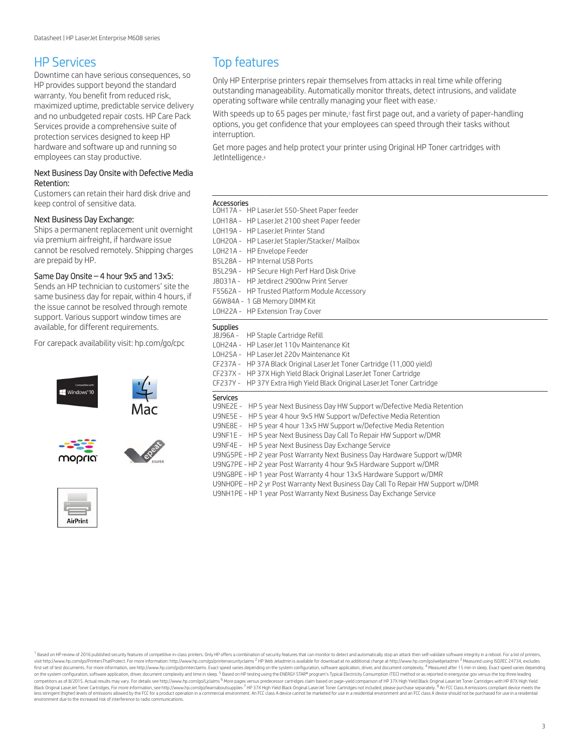## HP Services

Downtime can have serious consequences, so HP provides support beyond the standard warranty. You benefit from reduced risk, maximized uptime, predictable service delivery and no unbudgeted repair costs. HP Care Pack Services provide a comprehensive suite of protection services designed to keep HP hardware and software up and running so employees can stay productive.

### Next Business Day Onsite with Defective Media Retention:

Customers can retain their hard disk drive and keep control of sensitive data.

### Next Business Day Exchange:

Ships a permanent replacement unit overnight via premium airfreight, if hardware issue cannot be resolved remotely. Shipping charges are prepaid by HP.

### Same Day Onsite – 4 hour 9x5 and 13x5:

Sends an HP technician to customers' site the same business day for repair, within 4 hours, if the issue cannot be resolved through remote support. Various support window times are available, for different requirements.

For carepack availability visit: hp.com/go/cpc

## Top features

Only HP Enterprise printers repair themselves from attacks in real time while offering outstanding manageability. Automatically monitor threats, detect intrusions, and validate operating software while centrally managing your fleet with ease.[1]

With speeds up to 65 pages per minute,[3] fast first page out, and a variety of paper-handling options, you get confidence that your employees can speed through their tasks without interruption.

Get more pages and help protect your printer using Original HP Toner cartridges with JetIntelligence.[6]

### Accessories

- L0H17A - HP LaserJet 550-Sheet Paper feeder
- L0H18A - HP LaserJet 2100 sheet Paper feeder
- L0H19A - HP LaserJet Printer Stand
- L0H20A - HP LaserJet Stapler/Stacker/ Mailbox
- L0H21A - HP Envelope Feeder
- B5L28A - HP Internal USB Ports
- B5L29A - HP Secure High Perf Hard Disk Drive
- J8031A - HP Jetdirect 2900nw Print Server
- F5S62A - HP Trusted Platform Module Accessory
- G6W84A - 1 GB Memory DIMM Kit
- L0H22A - HP Extension Tray Cover

### Supplies

- J8J96A - HP Staple Cartridge Refill
- L0H24A - HP LaserJet 110v Maintenance Kit
- L0H25A - HP LaserJet 220v Maintenance Kit
- CF237A - HP 37A Black Original LaserJet Toner Cartridge (11,000 yield)
- CF237X - HP 37X High Yield Black Original LaserJet Toner Cartridge
- CF237Y - HP 37Y Extra High Yield Black Original LaserJet Toner Cartridge

### Services

- U9NE2E - HP 5 year Next Business Day HW Support w/Defective Media Retention
- U9NE5E - HP 5 year 4 hour 9x5 HW Support w/Defective Media Retention
- U9NE8E - HP 5 year 4 hour 13x5 HW Support w/Defective Media Retention
- U9NF1E - HP 5 year Next Business Day Call To Repair HW Support w/DMR
- U9NF4E - HP 5 year Next Business Day Exchange Service
- U9NG5PE - HP 2 year Post Warranty Next Business Day Hardware Support w/DMR
- U9NG7PE - HP 2 year Post Warranty 4 hour 9x5 Hardware Support w/DMR
- U9NG8PE - HP 1 year Post Warranty 4 hour 13x5 Hardware Support w/DMR
- U9NH0PE - HP 2 yr Post Warranty Next Business Day Call To Repair HW Support w/DMR
- U9NH1PE - HP 1 year Post Warranty Next Business Day Exchange Service

[1] Based on HP review of 2016 published security features of competitive in-class printers. Only HP offers a combination of security features that can monitor to detect and automatically stop an attack then self-validate software integrity in a reboot. For a list of printers, visit http://www.hp.com/go/PrintersThatProtect. For more information: http://www.hp.com/go/printersecurityclaims [2] HP Web Jetadmin is available for download at no additional charge at http://www.hp.com/go/webjetadmin [3] Measured using ISO/IEC 24734, excludes first set of test documents. For more information, see http://www.hp.com/go/printerclaims. Exact speed varies depending on the system configuration, software application, driver, and document complexity. [4] Measured after 15 min in sleep. Exact speed varies depending on the system configuration, software application, driver, document complexity and time in sleep. [5] Based on HP testing using the ENERGY STAR® program's Typical Electricity Consumption (TEC) method or as reported in energystar.gov versus the top three leading competitors as of 8/2015. Actual results may vary. For details see http://www.hp.com/go/Ljclaims [6] More pages versus predecessor cartridges claim based on page-yield comparison of HP 37X High Yield Black Original LaserJet Toner Cartridges with HP 87X High Yield Black Original LaserJet Toner Cartridges. For more information, see http://www.hp.com/go/learnaboutsupplies [7] HP 37X High Yield Black Original LaserJet Toner Cartridges not included; please purchase separately. [8] An FCC Class A emissions compliant device meets the less stringent (higher) levels of emissions allowed by the FCC for a product operation in a commercial environment. An FCC class A device cannot be marketed for use in a residential environment and an FCC class A device should not be purchased for use in a residential environment due to the increased risk of interference to radio communications.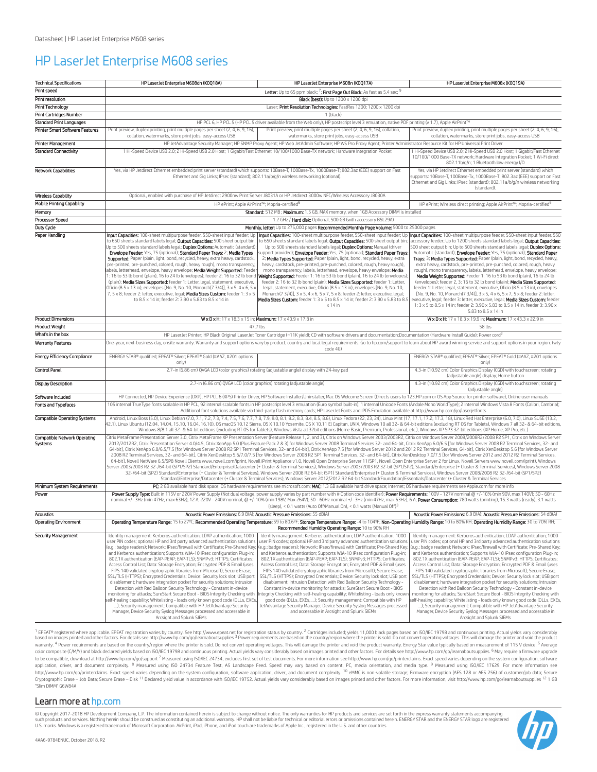# HP LaserJet Enterprise M608 series

| Technical Specifications | HP LaserJet Enterprise M608dn (K0Q18A) | HP LaserJet Enterprise M608n (K0Q17A) | HP LaserJet Enterprise M608x (K0Q19A) |
|---|---|---|---|
| Print speed | **Letter:** Up to 65 ppm black; [7] **First Page Out Black:** As fast as 5.4 sec; [9] | | |
| Print resolution | **Black (best):** Up to 1200 x 1200 dpi | | |
| Print Technology | Laser; **Print Resolution Technologies:** FastRes 1200; 1200 x 1200 dpi | | |
| Print Cartridges Number | 1 (black) | | |
| Standard Print Languages | HP PCL 6, HP PCL 5 (HP PCL 5 driver available from the Web only), HP postscript level 3 emulation, native PDF printing (v 1.7), Apple AirPrint™ | | |
| Printer Smart Software Features | Print preview, duplex printing, print multiple pages per sheet (2, 4, 6, 9, 16), collation, watermarks, store print jobs, easy-access USB | Print preview, print multiple pages per sheet (2, 4, 6, 9, 16), collation, watermarks, store print jobs, easy-access USB | Print preview, duplex printing, print multiple pages per sheet (2, 4, 6, 9, 16), collation, watermarks, store print jobs, easy-access USB |
| Printer Management | HP JetAdvantage Security Manager; HP SNMP Proxy Agent; HP Web JetAdmin Software; HP WS Pro Proxy Agent; Printer Administrator Resource Kit for HP Universal Print Driver | | |
| Standard Connectivity | 1 Hi-Speed Device USB 2.0; 2 Hi-Speed USB 2.0 Host; 1 Gigabit/Fast Ethernet 10/100/1000 Base-TX network; Hardware Integration Pocket | | 1 Hi-Speed Device USB 2.0; 2 Hi-Speed USB 2.0 Host; 1 Gigabit/Fast Ethernet 10/100/1000 Base-TX network; Hardware Integration Pocket; 1 Wi-Fi direct 802.11b/g/n; 1 Bluetooth low energy I/O |
| Network Capabilities | Yes, via HP Jetdirect Ethernet embedded print server (standard) which supports: 10Base-T, 100Base-Tx, 1000Base-T; 802.3az (EEE) support on Fast Ethernet and Gig Links; IPsec (standard); 802.11a/b/g/n wireless networking (optional). | | Yes, via HP Jetdirect Ethernet embedded print server (standard) which supports: 10Base-T, 100Base-Tx, 1000Base-T; 802.3az (EEE) support on Fast Ethernet and Gig Links; IPsec (standard); 802.11a/b/g/n wireless networking (standard). |
| Wireless Capability | Optional, enabled with purchase of HP Jetdirect 2900nw Print Server J8031A or HP Jetdirect 3000w NFC/Wireless Accessory J8030A | | |
| Mobile Printing Capability | HP ePrint; Apple AirPrint™; Mopria-certified[6] | | HP ePrint; Wireless direct printing; Apple AirPrint™; Mopria-certified[6] |
| Memory | **Standard:** 512 MB ; **Maximum:** 1.5 GB, MAX memory, when 1GB Accessory DIMM is installed | | |
| Processor Speed | 1.2 GHz / **Hard disk:** Optional, 500 GB (with accessory B5L29A) | | |
| Duty Cycle | **Monthly, letter:** Up to 275,000 pages **Recommended Monthly Page Volume:** 5000 to 25000 pages | | |
| Paper Handling | **Input Capacities:** 100-sheet multipurpose feeder, 550-sheet input feeder; Up to 650 sheets standard labels legal; **Output Capacities:** 500 sheet output bin; Up to 500 sheets standard labels legal; **Duplex Options:** Automatic (standard); **Envelope Feeder:** Yes, 75 (optional); **Standard Paper Trays:** 2; **Media Types Supported:** Paper (plain, light, bond, recycled, heavy, extra heavy, cardstock, pre-printed, pre-punched, colored, rough, heavy rough), mono transparency, labels, letterhead, envelope, heavy envelope; **Media Weight Supported:** Feeder 1: 16 to 53 lb bond (plain), 16 to 24 lb (envelopes); feeder 2: 16 to 32 lb bond (plain); **Media Sizes Supported:** feeder 1: Letter, legal, statement, executive, Oficio (8.5 x 13 in), envelopes [No. 9, No. 10, Monarch(7 3/4)], 3 x 5, 4 x 6, 5 x 7, 5 x 8; feeder 2: letter, executive, legal; **Media Sizes Custom:** feeder 1: 3 x 5 to 8.5 x 14 in; feeder 2: 3.90 x 5.83 to 8.5 x 14 in | **Input Capacities:** 100-sheet multipurpose feeder, 550-sheet input feeder; Up to 650 sheets standard labels legal; **Output Capacities:** 500 sheet output bin; Up to 500 sheets standard labels legal; **Duplex Options:** Manual (driver support provided); **Envelope Feeder:** Yes, 75 (optional); **Standard Paper Trays:** 2; **Media Types Supported:** Paper (plain, light, bond, recycled, heavy, extra heavy, cardstock, pre-printed, pre-punched, colored, rough, heavy rough), mono transparency, labels, letterhead, envelope, heavy envelope; **Media Weight Supported:** Feeder 1: 16 to 53 lb bond (plain), 16 to 24 lb (envelopes); feeder 2: 16 to 32 lb bond (plain); **Media Sizes Supported:** feeder 1: Letter, legal, statement, executive, Oficio (8.5 x 13 in), envelopes [No. 9, No. 10, Monarch(7 3/4)], 3 x 5, 4 x 6, 5 x 7, 5 x 8; feeder 2: letter, executive, legal; **Media Sizes Custom:** feeder 1: 3 x 5 to 8.5 x 14 in; feeder 2: 3.90 x 5.83 to 8.5 x 14 in | **Input Capacities:** 100-sheet multipurpose feeder, 550-sheet input feeder; 550 accessory feeder; Up to 1200 sheets standard labels legal; **Output Capacities:** 500 sheet output bin; Up to 500 sheets standard labels legal; **Duplex Options:** Automatic (standard); **Envelope Feeder:** Yes, 75 (optional); **Standard Paper Trays:** 3; **Media Types Supported:** Paper (plain, light, bond, recycled, heavy, extra heavy, cardstock, pre-printed, pre-punched, colored, rough, heavy rough), mono transparency, labels, letterhead, envelope, heavy envelope; **Media Weight Supported:** Feeder 1: 16 to 53 lb bond (plain), 16 to 24 lb (envelopes); feeder 2, 3: 16 to 32 lb bond (plain); **Media Sizes Supported:** feeder 1: Letter, legal, statement, executive, Oficio (8.5 x 13 in), envelopes [No. 9, No. 10, Monarch(7 3/4)], 3 x 5, 4 x 6, 5 x 7, 5 x 8; feeder 2: letter, executive, legal; feeder 3: letter, executive, legal; **Media Sizes Custom:** feeder 1: 3 x 5 to 8.5 x 14 in; feeder 2: 3.90 x 5.83 to 8.5 x 14 in. feeder 3: 3.90 x 5.83 to 8.5 x 14 in |
| Product Dimensions | **W x D x H:** 17 x 18.3 x 15 in; **Maximum:** 17 x 40.9 x 17.8 in | | **W x D x H:** 17 x 18.3 x 19.9 in; **Maximum:** 17 x 43.3 x 22.9 in |
| Product Weight | 47.7 lbs | | 58 lbs |
| What's in the box | HP LaserJet Printer; HP Black Original LaserJet Toner Cartridge (~11K yield); CD with software drivers and documentation;Documentation (Hardware Install Guide); Power cord[2] | | |
| Warranty Features | One-year, next-business day, onsite warranty. Warranty and support options vary by product, country and local legal requirements. Go to hp.com/support to learn about HP award winning service and support options in your region. (wty code 4G) | | |
| Energy Efficiency Compliance | ENERGY STAR® qualified; EPEAT® Silver; EPEAT® Gold (#AAZ, #201 options only) | | ENERGY STAR® qualified; EPEAT® Silver; EPEAT® Gold (#AAZ, #201 options only) |
| Control Panel | 2.7-in (6.86 cm) QVGA LCD (color graphics) rotating (adjustable angle) display with 24-key pad | | 4.3-in (10.92 cm) Color Graphics Display (CGD) with touchscreen; rotating (adjustable angle) display; Home button |
| Display Description | 2.7-in (6.86 cm) QVGA LCD (color graphics) rotating (adjustable angle) | | 4.3-in (10.92 cm) Color Graphics Display (CGD) with touchscreen; rotating (adjustable angle) |
| Software Included | HP Connected, HP Device Experience (DXP), HP PCL 6 (XPS) Printer Driver, HP Software Installer/Uninstaller, Mac OS Welcome Screen (Directs users to 123.HP.com or OS App Source for printer software), Online user manuals | | |
| Fonts and Typefaces | 105 internal TrueType fonts scalable in HP PCL, 92 internal scalable fonts in HP postscript level 3 emulation (Euro symbol built-in); 1 internal Unicode Fonts (Andale Mono WorldType); 2 Internal Windows Vista 8 Fonts (Calibri, Cambria); Additional font solutions available via third-party flash memory cards; HP LaserJet Fonts and IPDS Emulation available at http://www.hp.com/go/laserjetfonts | | |
| Compatible Operating Systems | Android, Linux Boss (5.0), Linux Debian (7.0, 7.1, 7.2, 7.3, 7.4, 7.5, 7.6, 7.7, 7.8, 7.9, 8.0, 8.1, 8.2, 8.3, 8.4, 8.5, 8.6), Linux Fedora (22, 23, 24), Linux Mint (17, 17.1, 17.2, 17.3, 18), Linux Red Hat Enterprise (6.0, 7.0), Linux SUSE (13.2, 42.1), Linux Ubuntu (12.04, 14.04, 15.10, 16.04, 16.10), OS macOS 10.12 Sierra, OS X 10.10 Yosemite, OS X 10.11 El Capitan, UNIX, Windows 10 all 32- & 64-bit editions (excluding RT OS for Tablets), Windows 7 all 32- & 64-bit editions, Windows 8/8.1 all 32- & 64-bit editions (excluding RT OS for Tablets), Windows Vista all 32bit editions (Home Basic, Premium, Professional, etc.), Windows XP SP3 32-bit editions (XP Home, XP Pro, etc.) | | |
| Compatible Network Operating Systems | Citrix MetaFrame Presentation Server 3.0, Citrix MetaFrame XP Presentation Server (Feature Release 1, 2, and 3), Citrix on Windows Server 2003/2003R2, Citrix on Windows Server 2008/2008R2/2008 R2 SP1, Citrix on Windows Server 2012/2012R2, Citrix Presentation Server 4.0/4.5, Citrix XenApp 5.0 (Plus Feature Pack 2 & 3) for Windows Server 2008 Terminal Services 32- and 64-bit, Citrix XenApp 6.0/6.5 [for Windows Server 2008 R2 Terminal Services, 32- and 64-bit], Citrix XenApp 6.0/6.5/7.5 [for Windows Server 2008 R2 SP1 Terminal Services, 32- and 64-bit], Citrix XenApp 7.5 [for Windows Server 2012 and 2012 R2 Terminal Services, 64-bit], Citrix XenDesktop 5.6 [for Windows Server 2008 R2 Terminal Services, 32- and 64-bit], Citrix XenDesktop 5.6/7.0/7.5 [for Windows Server 2008 R2 SP1 Terminal Services, 32- and 64-bit], Citrix XenDesktop 7.0/7.5 [for Windows Server 2012 and 2012 R2 Terminal Services, 64-bit], Novell NetWare 6.5/SP8 Novell Clients www.novell.com/iprint, Novell iPrint Appliance v1.0, Novell Open Enterprise Server 11/SP1, Novell Open Enterprise Server 2 for Linux, Novell Servers www.novell.com/iprint), Windows Server 2003/2003 R2 32-/64-bit (SP1/SP2) Standard/Enterprise/Datacenter (+ Cluster & Terminal Services), Windows Server 2003/2003 R2 32-bit (SP1/SP2), Standard/Enterprise (+ Cluster & Terminal Services), Windows Server 2008 32-/64-bit (SP2) Standard/Enterprise (+ Cluster & Terminal Services), Windows Server 2008 R2 64-bit (SP1) Standard/Enterprise (+ Cluster & Terminal Services), Windows Server 2008/2008 R2 32-/64-bit (SP1/SP2) Standard/Enterprise/Datacenter (+ Cluster & Terminal Services), Windows Server 2012/2012 R2 64-bit Standard/Foundation/Essentials/Datacenter (+ Cluster & Terminal Services | | |
| Minimum System Requirements | **PC:** 2 GB available hard disk space; OS hardware requirements see microsoft.com; **MAC:** 1.3 GB available hard drive space; Internet; OS hardware requirements see Apple.com for more info | | |
| Power | **Power Supply Type:** Built in 115V or 220V Power Supply (Not dual voltage, power supply varies by part number with # Option code identifier); **Power Requirements:** 100V - 127V nominal @ +/-10% (min 90V, max 140V); 50 - 60Hz nominal +/- 3Hz (min 47Hz, max 63Hz), 12 A; 220V - 240V nominal, @ +/-10% (min 198V, Max 264V); 50 - 60Hz nominal +/- 3Hz (min 47Hz, max 63Hz), 6 A; **Power Consumption:** 780 watts (printing), 15.3 watts (ready), 3.1 watts (sleep), < 0.1 watts (Auto Off/Manual On), < 0.1 watts (Manual Off)[3] | | |
| Acoustics | **Acoustic Power Emissions:** 6.9 B(A); **Acoustic Pressure Emissions:** 55 dB(A) | | **Acoustic Power Emissions:** 6.9 B(A); **Acoustic Pressure Emissions:** 54 dB(A) |
| Operating Environment | **Operating Temperature Range:** 15 to 27ºC; **Recommended Operating Temperature:** 59 to 80.6ºF; **Storage Temperature Range:** -4 to 104ºF; **Non-Operating Humidity Range:** 10 to 80% RH; **Operating Humidity Range:** 30 to 70% RH; **Recommended Humidity Operating Range:** 10 to 90% RH | | |
| Security Management | Identity management: Kerberos authentication; LDAP authentication; 1000 user PIN codes; optional HP and 3rd party advanced authentication solutions (e.g.; badge readers); Network: IPsec/firewall with Certificate; Pre-Shared Key; and Kerberos authentication; Supports WJA-10 IPsec configuration Plug-in; 802.1X authentication (EAP-PEAP; EAP-TLS); SNMPv3; HTTPS; Certificates; Access Control List; Data: Storage Encryption; Encrypted PDF & Email (uses FIPS 140 validated cryptographic libraries from Microsoft); Secure Erase; SSL/TLS (HTTPS); Encrypted Credentials; Device: Security lock slot; USB port disablement; hardware integration pocket for security solutions; Intrusion Detection with Red Balloon Security Technology - Constant in-device monitoring for attacks; SureStart Secure Boot - BIOS Integrity Checking with self-healing capability; Whitelisting - loads only known good code (DLLs, EXEs, ...); Security management: Compatible with HP JetAdvantage Security Manager, Device Security Syslog Messages processed and accessible in Arcsight and Splunk SIEMs | Identity management: Kerberos authentication; LDAP authentication; 1000 user PIN codes; optional HP and 3rd party advanced authentication solutions (e.g.; badge readers); Network: IPsec/firewall with Certificate; Pre-Shared Key; and Kerberos authentication; Supports WJA-10 IPsec configuration Plug-in; 802.1X authentication (EAP-PEAP; EAP-TLS); SNMPv3; HTTPS; Certificates; Access Control List; Data: Storage Encryption; Encrypted PDF & Email (uses FIPS 140 validated cryptographic libraries from Microsoft); Secure Erase; SSL/TLS (HTTPS); Encrypted Credentials; Device: Security lock slot; USB port disablement; Intrusion Detection with Red Balloon Security Technology - Constant in-device monitoring for attacks; SureStart Secure Boot - BIOS Integrity Checking with self-healing capability; Whitelisting - loads only known good code (DLLs, EXEs, ...); Security management: Compatible with HP JetAdvantage Security Manager, Device Security Syslog Messages processed and accessible in Arcsight and Splunk SIEMs | Identity management: Kerberos authentication; LDAP authentication; 1000 user PIN codes; optional HP and 3rd party advanced authentication solutions (e.g.; badge readers); Network: IPsec/firewall with Certificate; Pre-Shared Key; and Kerberos authentication; Supports WJA-10 IPsec configuration Plug-in; 802.1X authentication (EAP-PEAP; EAP-TLS); SNMPv3; HTTPS; Certificates; Access Control List; Data: Storage Encryption; Encrypted PDF & Email (uses FIPS 140 validated cryptographic libraries from Microsoft); Secure Erase; SSL/TLS (HTTPS); Encrypted Credentials; Device: Security lock slot; USB port disablement; hardware integration pocket for security solutions; Intrusion Detection with Red Balloon Security Technology - Constant in-device monitoring for attacks; SureStart Secure Boot - BIOS Integrity Checking with self-healing capability; Whitelisting - loads only known good code (DLLs, EXEs, ...); Security management: Compatible with HP JetAdvantage Security Manager, Device Security Syslog Messages processed and accessible in Arcsight and Splunk SIEMs |

[1] EPEAT® registered where applicable. EPEAT registration varies by country. See http://www.epeat.net for registration status by country. [2] Cartridges included; yields 11,000 black pages based on ISO/IEC 19798 and continuous printing. Actual yields vary considerably based on images printed and other factors. For details see http://www.hp.com/go/learnaboutsupplies [3] Power requirements are based on the country/region where the printer is sold. Do not convert operating voltages. This will damage the printer and void the product warranty. [4] Power requirements are based on the country/region where the printer is sold. Do not convert operating voltages. This will damage the printer and void the product warranty. Energy Star value typically based on measurement of 115 V device. [5] Average color composite (C/M/Y) and black declared yields based on ISO/IEC 19798 and continuous printing. Actual yields vary considerably based on images printed and other factors. For details see http://www.hp.com/go/learnaboutsupplies. [6] May require a firmware upgrade to be compatible, download at http://www.hp.com/go/support [7] Measured using ISO/IEC 24734, excludes first set of test documents. For more information see http://www.hp.com/go/printerclaims. Exact speed varies depending on the system configuration, software application, driver, and document complexity. [8] Measured using ISO 24734 Feature Test, A5 Landscape Feed. Speed may vary based on content, PC, media orientation, and media type. [9] Measured using ISO/IEC 17629. For more information see http://www.hp.com/go/printerclaims. Exact speed varies depending on the system configuration, software application, driver, and document complexity. [10] eMMC is non-volatile storage; Firmware encryption (AES 128 or AES 256) of customer/job data; Secure Cryptographic Erase – Job Data; Secure Erase – Disk [11] Declared yield value in accordance with ISO/IEC 19752. Actual yields vary considerably based on images printed and other factors. For more information, visit http://www.hp.com/go/learnaboutsupplies [12] 1 GB "Slim DIMM" G6W84A

## Learn more at hp.com

© Copyright 2017-2018 HP Development Company, L.P. The information contained herein is subject to change without notice. The only warranties for HP products and services are set forth in the express warranty statements accompanying such products and services. Nothing herein should be construed as constituting an additional warranty. HP shall not be liable for technical or editorial errors or omissions contained herein. ENERGY STAR and the ENERGY STAR logo are registered U.S. marks. Windows is a registered trademark of Microsoft Corporation. AirPrint, iPad, iPhone, and iPod touch are trademarks of Apple Inc., registered in the U.S. and other countries.

4AA6-9784ENUC, October 2018, R2